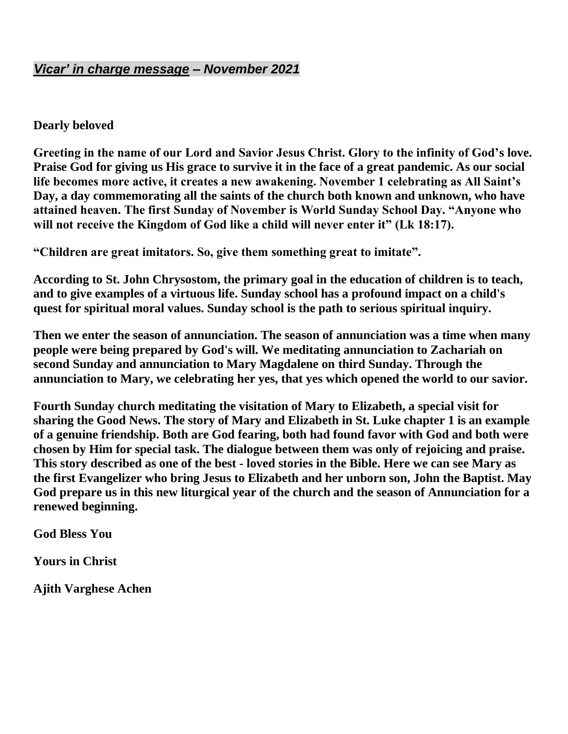## *Vicar' in charge message – November 2021*

**Dearly beloved**

**Greeting in the name of our Lord and Savior Jesus Christ. Glory to the infinity of God's love. Praise God for giving us His grace to survive it in the face of a great pandemic. As our social life becomes more active, it creates a new awakening. November 1 celebrating as All Saint's Day, a day commemorating all the saints of the church both known and unknown, who have attained heaven. The first Sunday of November is World Sunday School Day. "Anyone who will not receive the Kingdom of God like a child will never enter it" (Lk 18:17).**

**"Children are great imitators. So, give them something great to imitate".**

**According to St. John Chrysostom, the primary goal in the education of children is to teach, and to give examples of a virtuous life. Sunday school has a profound impact on a child's quest for spiritual moral values. Sunday school is the path to serious spiritual inquiry.**

**Then we enter the season of annunciation. The season of annunciation was a time when many people were being prepared by God's will. We meditating annunciation to Zachariah on second Sunday and annunciation to Mary Magdalene on third Sunday. Through the annunciation to Mary, we celebrating her yes, that yes which opened the world to our savior.**

**Fourth Sunday church meditating the visitation of Mary to Elizabeth, a special visit for sharing the Good News. The story of Mary and Elizabeth in St. Luke chapter 1 is an example of a genuine friendship. Both are God fearing, both had found favor with God and both were chosen by Him for special task. The dialogue between them was only of rejoicing and praise. This story described as one of the best - loved stories in the Bible. Here we can see Mary as the first Evangelizer who bring Jesus to Elizabeth and her unborn son, John the Baptist. May God prepare us in this new liturgical year of the church and the season of Annunciation for a renewed beginning.**

**God Bless You**

**Yours in Christ**

**Ajith Varghese Achen**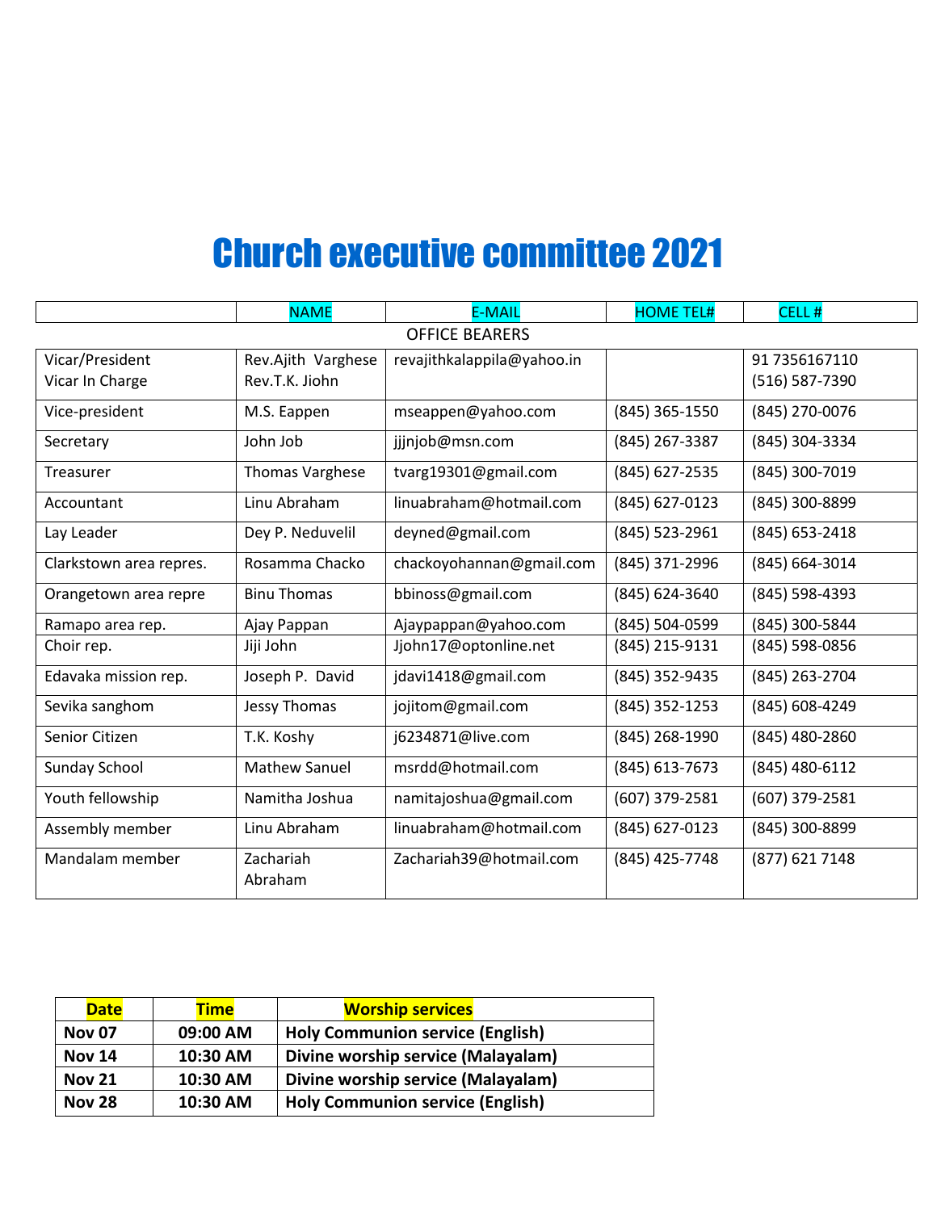# Church executive committee 2021

| | NAME | E-MAIL | HOME TEL# | CELL # |
|---|---|---|---|---|
| OFFICE BEARERS | | | | |
| Vicar/President<br>Vicar In Charge | Rev.Ajith Varghese<br>Rev.T.K. Jiohn | revajithkalappila@yahoo.in | | 91 7356167110<br>(516) 587-7390 |
| Vice-president | M.S. Eappen | mseappen@yahoo.com | (845) 365-1550 | (845) 270-0076 |
| Secretary | John Job | jjjnjob@msn.com | (845) 267-3387 | (845) 304-3334 |
| Treasurer | Thomas Varghese | tvarg19301@gmail.com | (845) 627-2535 | (845) 300-7019 |
| Accountant | Linu Abraham | linuabraham@hotmail.com | (845) 627-0123 | (845) 300-8899 |
| Lay Leader | Dey P. Neduvelil | deyned@gmail.com | (845) 523-2961 | (845) 653-2418 |
| Clarkstown area repres. | Rosamma Chacko | chackoyohannan@gmail.com | (845) 371-2996 | (845) 664-3014 |
| Orangetown area repre | Binu Thomas | bbinoss@gmail.com | (845) 624-3640 | (845) 598-4393 |
| Ramapo area rep. | Ajay Pappan | Ajaypappan@yahoo.com | (845) 504-0599 | (845) 300-5844 |
| Choir rep. | Jiji John | Jjohn17@optonline.net | (845) 215-9131 | (845) 598-0856 |
| Edavaka mission rep. | Joseph P. David | jdavi1418@gmail.com | (845) 352-9435 | (845) 263-2704 |
| Sevika sanghom | Jessy Thomas | jojitom@gmail.com | (845) 352-1253 | (845) 608-4249 |
| Senior Citizen | T.K. Koshy | j6234871@live.com | (845) 268-1990 | (845) 480-2860 |
| Sunday School | Mathew Sanuel | msrdd@hotmail.com | (845) 613-7673 | (845) 480-6112 |
| Youth fellowship | Namitha Joshua | namitajoshua@gmail.com | (607) 379-2581 | (607) 379-2581 |
| Assembly member | Linu Abraham | linuabraham@hotmail.com | (845) 627-0123 | (845) 300-8899 |
| Mandalam member | Zachariah Abraham | Zachariah39@hotmail.com | (845) 425-7748 | (877) 621 7148 |

| Date | Time | Worship services |
|---|---|---|
| **Nov 07** | **09:00 AM** | **Holy Communion service (English)** |
| **Nov 14** | **10:30 AM** | **Divine worship service (Malayalam)** |
| **Nov 21** | **10:30 AM** | **Divine worship service (Malayalam)** |
| **Nov 28** | **10:30 AM** | **Holy Communion service (English)** |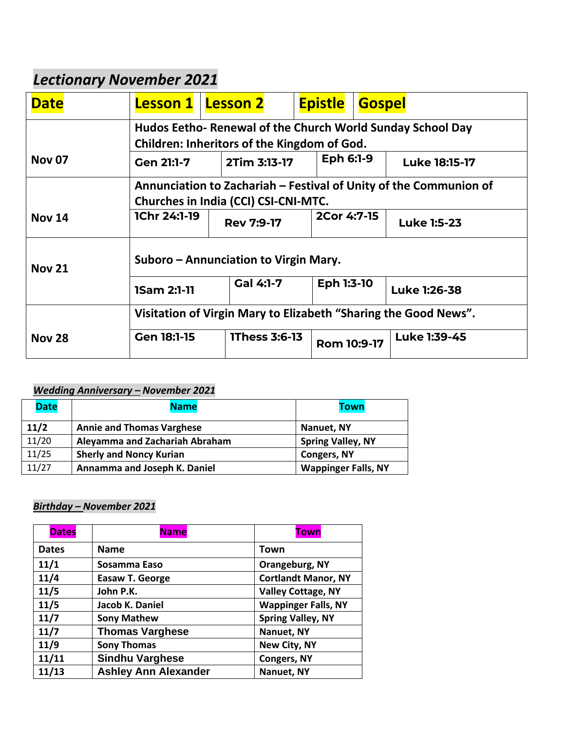## *Lectionary November 2021*

| Date | Lesson 1 | Lesson 2 | Epistle | Gospel |
|---|---|---|---|---|
| **Nov 07** | **Hudos Eetho- Renewal of the Church World Sunday School Day Children: Inheritors of the Kingdom of God.** | | | |
| | **Gen 21:1-7** | **2Tim 3:13-17** | **Eph 6:1-9** | **Luke 18:15-17** |
| **Nov 14** | **Annunciation to Zachariah – Festival of Unity of the Communion of Churches in India (CCI) CSI-CNI-MTC.** | | | |
| | **1Chr 24:1-19** | **Rev 7:9-17** | **2Cor 4:7-15** | **Luke 1:5-23** |
| **Nov 21** | **Suboro – Annunciation to Virgin Mary.** | | | |
| | **1Sam 2:1-11** | **Gal 4:1-7** | **Eph 1:3-10** | **Luke 1:26-38** |
| **Nov 28** | **Visitation of Virgin Mary to Elizabeth "Sharing the Good News".** | | | |
| | **Gen 18:1-15** | **1Thess 3:6-13** | **Rom 10:9-17** | **Luke 1:39-45** |

### ***Wedding Anniversary – November 2021***

| Date | Name | Town |
|---|---|---|
| **11/2** | **Annie and Thomas Varghese** | **Nanuet, NY** |
| 11/20 | **Aleyamma and Zachariah Abraham** | **Spring Valley, NY** |
| 11/25 | **Sherly and Noncy Kurian** | **Congers, NY** |
| 11/27 | **Annamma and Joseph K. Daniel** | **Wappinger Falls, NY** |

### ***Birthday – November 2021***

| Dates | Name | Town |
|---|---|---|
| **Dates** | **Name** | **Town** |
| **11/1** | **Sosamma Easo** | **Orangeburg, NY** |
| **11/4** | **Easaw T. George** | **Cortlandt Manor, NY** |
| **11/5** | **John P.K.** | **Valley Cottage, NY** |
| **11/5** | **Jacob K. Daniel** | **Wappinger Falls, NY** |
| **11/7** | **Sony Mathew** | **Spring Valley, NY** |
| **11/7** | **Thomas Varghese** | **Nanuet, NY** |
| **11/9** | **Sony Thomas** | **New City, NY** |
| **11/11** | **Sindhu Varghese** | **Congers, NY** |
| **11/13** | **Ashley Ann Alexander** | **Nanuet, NY** |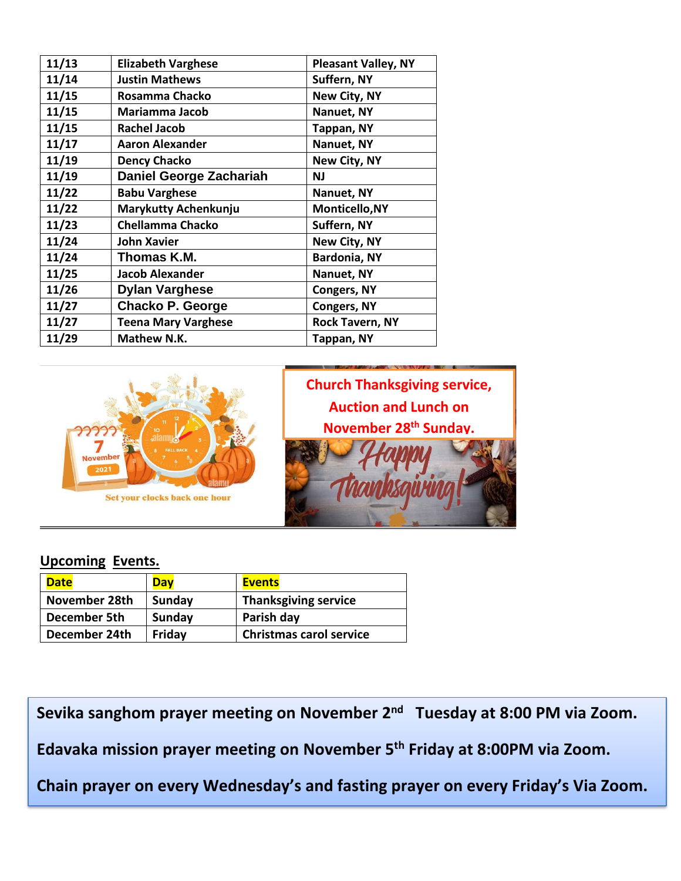| | | |
|---|---|---|
| 11/13 | Elizabeth Varghese | Pleasant Valley, NY |
| 11/14 | Justin Mathews | Suffern, NY |
| 11/15 | Rosamma Chacko | New City, NY |
| 11/15 | Mariamma Jacob | Nanuet, NY |
| 11/15 | Rachel Jacob | Tappan, NY |
| 11/17 | Aaron Alexander | Nanuet, NY |
| 11/19 | Dency Chacko | New City, NY |
| 11/19 | Daniel George Zachariah | NJ |
| 11/22 | Babu Varghese | Nanuet, NY |
| 11/22 | Marykutty Achenkunju | Monticello,NY |
| 11/23 | Chellamma Chacko | Suffern, NY |
| 11/24 | John Xavier | New City, NY |
| 11/24 | Thomas K.M. | Bardonia, NY |
| 11/25 | Jacob Alexander | Nanuet, NY |
| 11/26 | Dylan Varghese | Congers, NY |
| 11/27 | Chacko P. George | Congers, NY |
| 11/27 | Teena Mary Varghese | Rock Tavern, NY |
| 11/29 | Mathew N.K. | Tappan, NY |

7 November 2021

FALL BACK

Set your clocks back one hour

**Church Thanksgiving service, Auction and Lunch on November 28th Sunday.**

Happy Thanksgiving!

## Upcoming Events.

| Date | Day | Events |
|---|---|---|
| November 28th | Sunday | Thanksgiving service |
| December 5th | Sunday | Parish day |
| December 24th | Friday | Christmas carol service |

**Sevika sanghom prayer meeting on November 2nd Tuesday at 8:00 PM via Zoom.**

**Edavaka mission prayer meeting on November 5th Friday at 8:00PM via Zoom.**

**Chain prayer on every Wednesday's and fasting prayer on every Friday's Via Zoom.**